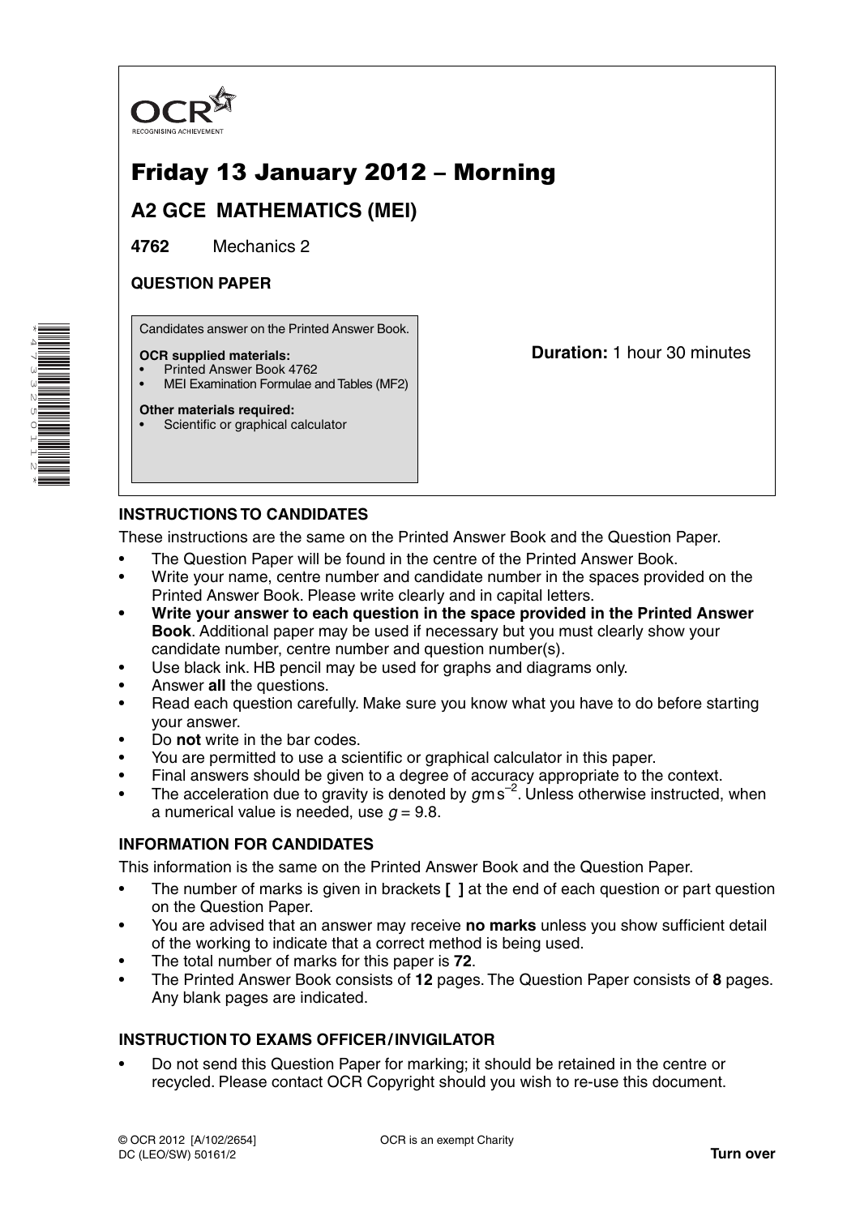OCR
RECOGNISING ACHIEVEMENT

# Friday 13 January 2012 – Morning

## A2 GCE MATHEMATICS (MEI)

**4762** Mechanics 2

**QUESTION PAPER**

Candidates answer on the Printed Answer Book.

**OCR supplied materials:**
- Printed Answer Book 4762
- MEI Examination Formulae and Tables (MF2)

**Other materials required:**
- Scientific or graphical calculator

**Duration:** 1 hour 30 minutes

### INSTRUCTIONS TO CANDIDATES

These instructions are the same on the Printed Answer Book and the Question Paper.

- The Question Paper will be found in the centre of the Printed Answer Book.
- Write your name, centre number and candidate number in the spaces provided on the Printed Answer Book. Please write clearly and in capital letters.
- **Write your answer to each question in the space provided in the Printed Answer Book**. Additional paper may be used if necessary but you must clearly show your candidate number, centre number and question number(s).
- Use black ink. HB pencil may be used for graphs and diagrams only.
- Answer **all** the questions.
- Read each question carefully. Make sure you know what you have to do before starting your answer.
- Do **not** write in the bar codes.
- You are permitted to use a scientific or graphical calculator in this paper.
- Final answers should be given to a degree of accuracy appropriate to the context.
- The acceleration due to gravity is denoted by $g\,\text{m}\,\text{s}^{-2}$. Unless otherwise instructed, when a numerical value is needed, use $g = 9.8$.

### INFORMATION FOR CANDIDATES

This information is the same on the Printed Answer Book and the Question Paper.

- The number of marks is given in brackets **[ ]** at the end of each question or part question on the Question Paper.
- You are advised that an answer may receive **no marks** unless you show sufficient detail of the working to indicate that a correct method is being used.
- The total number of marks for this paper is **72**.
- The Printed Answer Book consists of **12** pages. The Question Paper consists of **8** pages. Any blank pages are indicated.

### INSTRUCTION TO EXAMS OFFICER / INVIGILATOR

- Do not send this Question Paper for marking; it should be retained in the centre or recycled. Please contact OCR Copyright should you wish to re-use this document.

© OCR 2012 [A/102/2654]
DC (LEO/SW) 50161/2

OCR is an exempt Charity

**Turn over**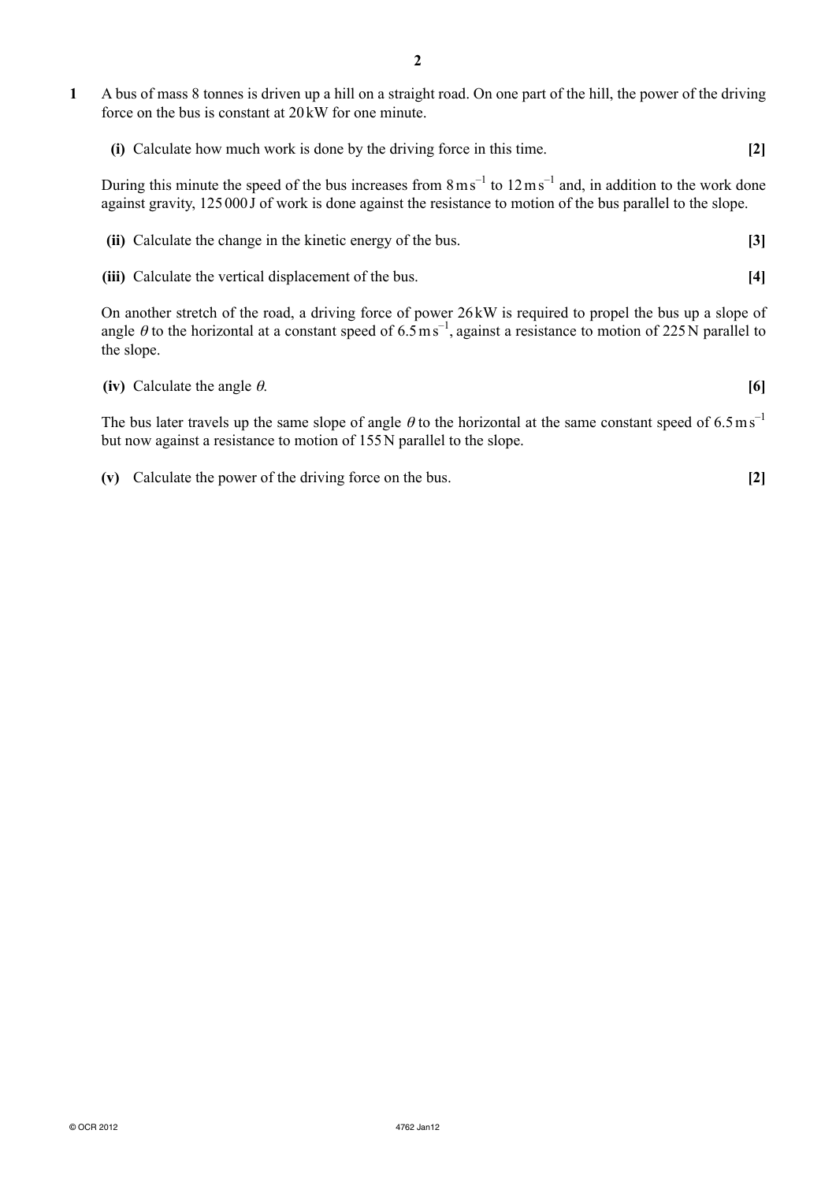**1** A bus of mass 8 tonnes is driven up a hill on a straight road. On one part of the hill, the power of the driving force on the bus is constant at 20 kW for one minute.

**(i)** Calculate how much work is done by the driving force in this time. **[2]**

During this minute the speed of the bus increases from $8\,\text{m}\,\text{s}^{-1}$ to $12\,\text{m}\,\text{s}^{-1}$ and, in addition to the work done against gravity, 125 000 J of work is done against the resistance to motion of the bus parallel to the slope.

**(ii)** Calculate the change in the kinetic energy of the bus. **[3]**

**(iii)** Calculate the vertical displacement of the bus. **[4]**

On another stretch of the road, a driving force of power 26 kW is required to propel the bus up a slope of angle $\theta$ to the horizontal at a constant speed of $6.5\,\text{m}\,\text{s}^{-1}$, against a resistance to motion of 225 N parallel to the slope.

**(iv)** Calculate the angle $\theta$. **[6]**

The bus later travels up the same slope of angle $\theta$ to the horizontal at the same constant speed of $6.5\,\text{m}\,\text{s}^{-1}$ but now against a resistance to motion of 155 N parallel to the slope.

**(v)** Calculate the power of the driving force on the bus. **[2]**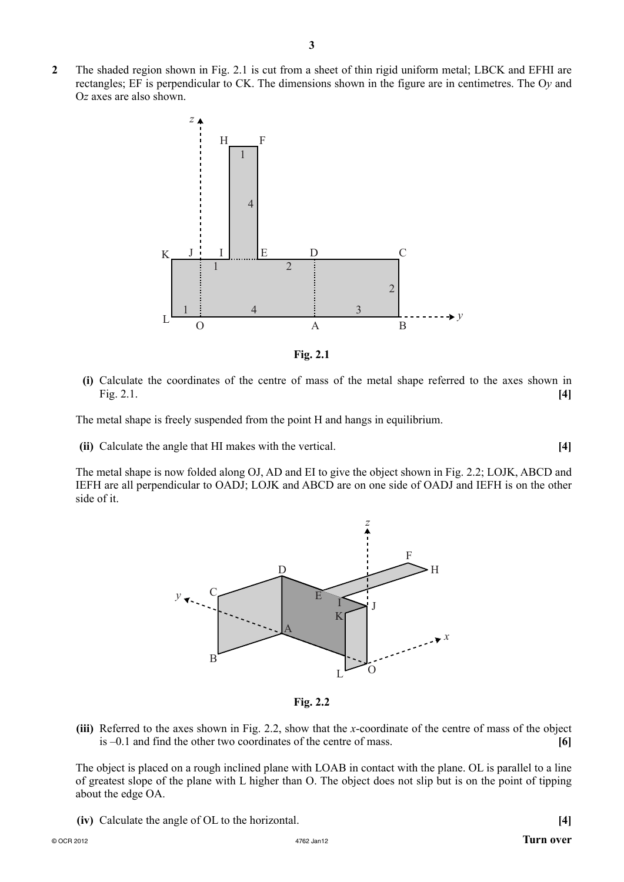**2** The shaded region shown in Fig. 2.1 is cut from a sheet of thin rigid uniform metal; LBCK and EFHI are rectangles; EF is perpendicular to CK. The dimensions shown in the figure are in centimetres. The O$y$ and O$z$ axes are also shown.

Fig. 2.1

**(i)** Calculate the coordinates of the centre of mass of the metal shape referred to the axes shown in Fig. 2.1. **[4]**

The metal shape is freely suspended from the point H and hangs in equilibrium.

**(ii)** Calculate the angle that HI makes with the vertical. **[4]**

The metal shape is now folded along OJ, AD and EI to give the object shown in Fig. 2.2; LOJK, ABCD and IEFH are all perpendicular to OADJ; LOJK and ABCD are on one side of OADJ and IEFH is on the other side of it.

Fig. 2.2

**(iii)** Referred to the axes shown in Fig. 2.2, show that the $x$-coordinate of the centre of mass of the object is $-0.1$ and find the other two coordinates of the centre of mass. **[6]**

The object is placed on a rough inclined plane with LOAB in contact with the plane. OL is parallel to a line of greatest slope of the plane with L higher than O. The object does not slip but is on the point of tipping about the edge OA.

**(iv)** Calculate the angle of OL to the horizontal. **[4]**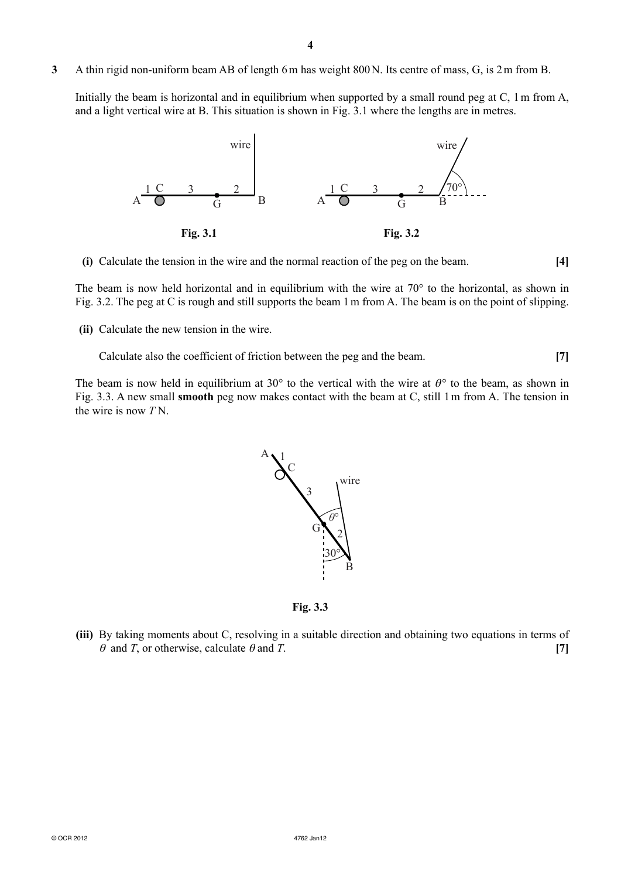**3** A thin rigid non-uniform beam AB of length 6 m has weight 800 N. Its centre of mass, G, is 2 m from B.

Initially the beam is horizontal and in equilibrium when supported by a small round peg at C, 1 m from A, and a light vertical wire at B. This situation is shown in Fig. 3.1 where the lengths are in metres.

**Fig. 3.1** **Fig. 3.2**

**(i)** Calculate the tension in the wire and the normal reaction of the peg on the beam. **[4]**

The beam is now held horizontal and in equilibrium with the wire at 70° to the horizontal, as shown in Fig. 3.2. The peg at C is rough and still supports the beam 1 m from A. The beam is on the point of slipping.

**(ii)** Calculate the new tension in the wire.

Calculate also the coefficient of friction between the peg and the beam. **[7]**

The beam is now held in equilibrium at 30° to the vertical with the wire at $\theta°$ to the beam, as shown in Fig. 3.3. A new small **smooth** peg now makes contact with the beam at C, still 1 m from A. The tension in the wire is now $T$ N.

**Fig. 3.3**

**(iii)** By taking moments about C, resolving in a suitable direction and obtaining two equations in terms of $\theta$ and $T$, or otherwise, calculate $\theta$ and $T$. **[7]**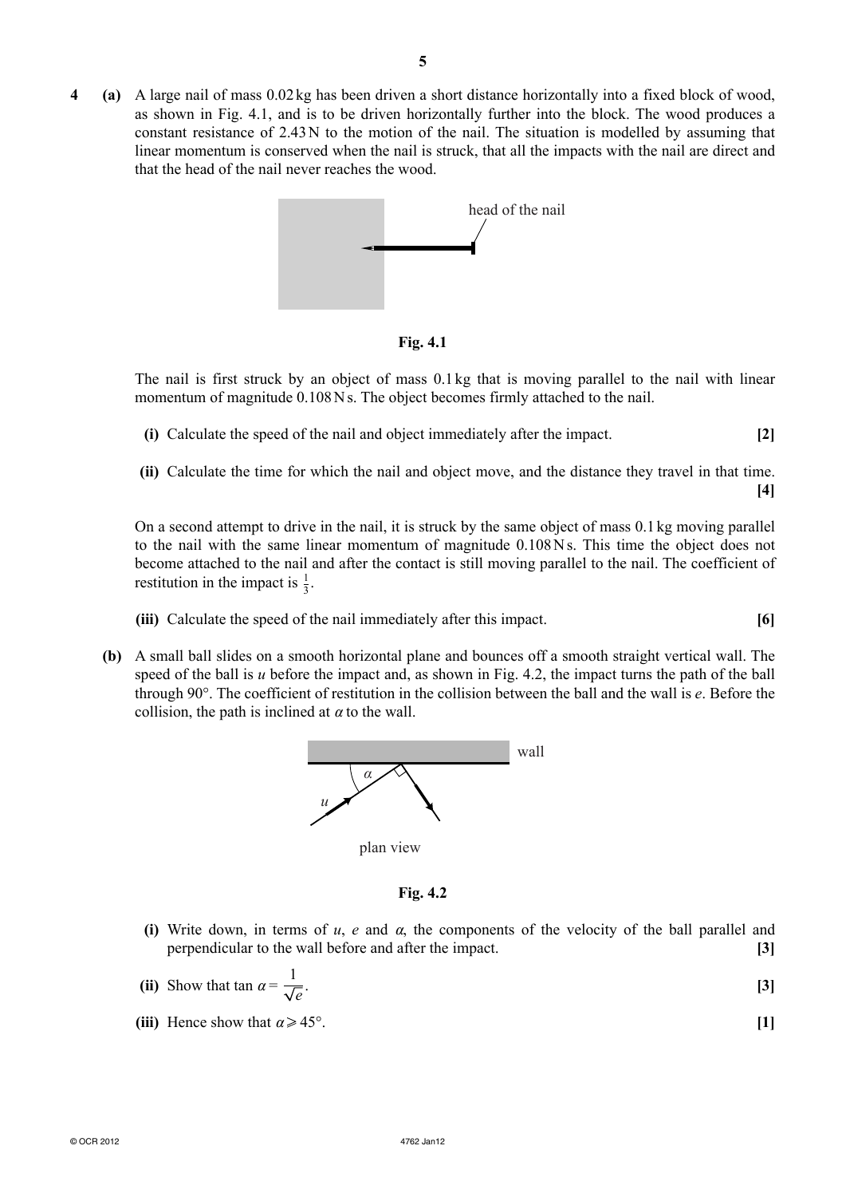**4 (a)** A large nail of mass 0.02 kg has been driven a short distance horizontally into a fixed block of wood, as shown in Fig. 4.1, and is to be driven horizontally further into the block. The wood produces a constant resistance of 2.43 N to the motion of the nail. The situation is modelled by assuming that linear momentum is conserved when the nail is struck, that all the impacts with the nail are direct and that the head of the nail never reaches the wood.

head of the nail

**Fig. 4.1**

The nail is first struck by an object of mass 0.1 kg that is moving parallel to the nail with linear momentum of magnitude 0.108 N s. The object becomes firmly attached to the nail.

**(i)** Calculate the speed of the nail and object immediately after the impact. **[2]**

**(ii)** Calculate the time for which the nail and object move, and the distance they travel in that time. **[4]**

On a second attempt to drive in the nail, it is struck by the same object of mass 0.1 kg moving parallel to the nail with the same linear momentum of magnitude 0.108 N s. This time the object does not become attached to the nail and after the contact is still moving parallel to the nail. The coefficient of restitution in the impact is $\frac{1}{3}$.

**(iii)** Calculate the speed of the nail immediately after this impact. **[6]**

**(b)** A small ball slides on a smooth horizontal plane and bounces off a smooth straight vertical wall. The speed of the ball is $u$ before the impact and, as shown in Fig. 4.2, the impact turns the path of the ball through 90°. The coefficient of restitution in the collision between the ball and the wall is $e$. Before the collision, the path is inclined at $\alpha$ to the wall.

wall

$\alpha$

$u$

plan view

**Fig. 4.2**

**(i)** Write down, in terms of $u$, $e$ and $\alpha$, the components of the velocity of the ball parallel and perpendicular to the wall before and after the impact. **[3]**

**(ii)** Show that $\tan \alpha = \dfrac{1}{\sqrt{e}}$. **[3]**

**(iii)** Hence show that $\alpha \geqslant 45°$. **[1]**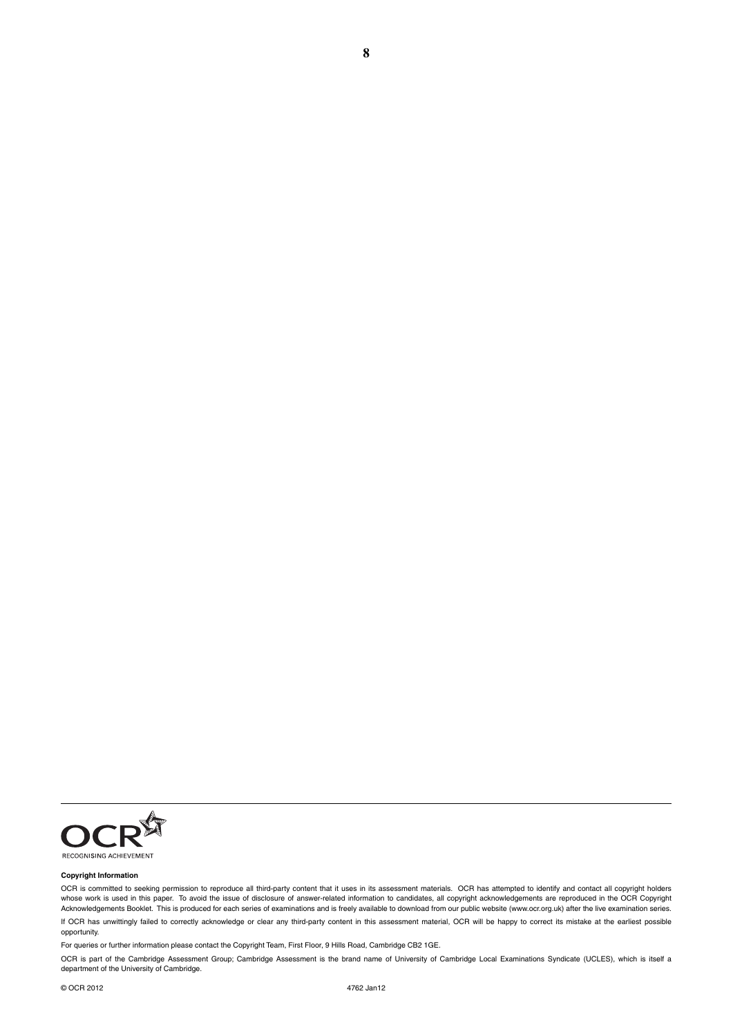OCR

RECOGNISING ACHIEVEMENT

**Copyright Information**

OCR is committed to seeking permission to reproduce all third-party content that it uses in its assessment materials. OCR has attempted to identify and contact all copyright holders whose work is used in this paper. To avoid the issue of disclosure of answer-related information to candidates, all copyright acknowledgements are reproduced in the OCR Copyright Acknowledgements Booklet. This is produced for each series of examinations and is freely available to download from our public website (www.ocr.org.uk) after the live examination series.

If OCR has unwittingly failed to correctly acknowledge or clear any third-party content in this assessment material, OCR will be happy to correct its mistake at the earliest possible opportunity.

For queries or further information please contact the Copyright Team, First Floor, 9 Hills Road, Cambridge CB2 1GE.

OCR is part of the Cambridge Assessment Group; Cambridge Assessment is the brand name of University of Cambridge Local Examinations Syndicate (UCLES), which is itself a department of the University of Cambridge.

© OCR 2012 4762 Jan12